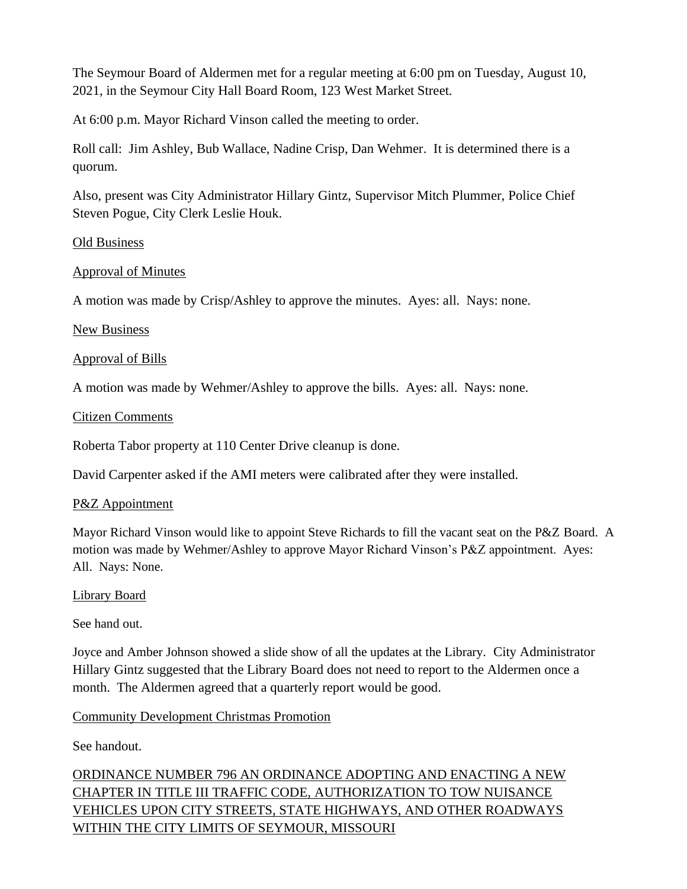The Seymour Board of Aldermen met for a regular meeting at 6:00 pm on Tuesday, August 10, 2021, in the Seymour City Hall Board Room, 123 West Market Street.

At 6:00 p.m. Mayor Richard Vinson called the meeting to order.

Roll call: Jim Ashley, Bub Wallace, Nadine Crisp, Dan Wehmer. It is determined there is a quorum.

Also, present was City Administrator Hillary Gintz, Supervisor Mitch Plummer, Police Chief Steven Pogue, City Clerk Leslie Houk.

Old Business

Approval of Minutes

A motion was made by Crisp/Ashley to approve the minutes. Ayes: all. Nays: none.

New Business

Approval of Bills

A motion was made by Wehmer/Ashley to approve the bills. Ayes: all. Nays: none.

Citizen Comments

Roberta Tabor property at 110 Center Drive cleanup is done.

David Carpenter asked if the AMI meters were calibrated after they were installed.

P&Z Appointment

Mayor Richard Vinson would like to appoint Steve Richards to fill the vacant seat on the P&Z Board. A motion was made by Wehmer/Ashley to approve Mayor Richard Vinson's P&Z appointment. Ayes: All. Nays: None.

Library Board

See hand out.

Joyce and Amber Johnson showed a slide show of all the updates at the Library. City Administrator Hillary Gintz suggested that the Library Board does not need to report to the Aldermen once a month. The Aldermen agreed that a quarterly report would be good.

Community Development Christmas Promotion

See handout.

ORDINANCE NUMBER 796 AN ORDINANCE ADOPTING AND ENACTING A NEW CHAPTER IN TITLE III TRAFFIC CODE, AUTHORIZATION TO TOW NUISANCE VEHICLES UPON CITY STREETS, STATE HIGHWAYS, AND OTHER ROADWAYS WITHIN THE CITY LIMITS OF SEYMOUR, MISSOURI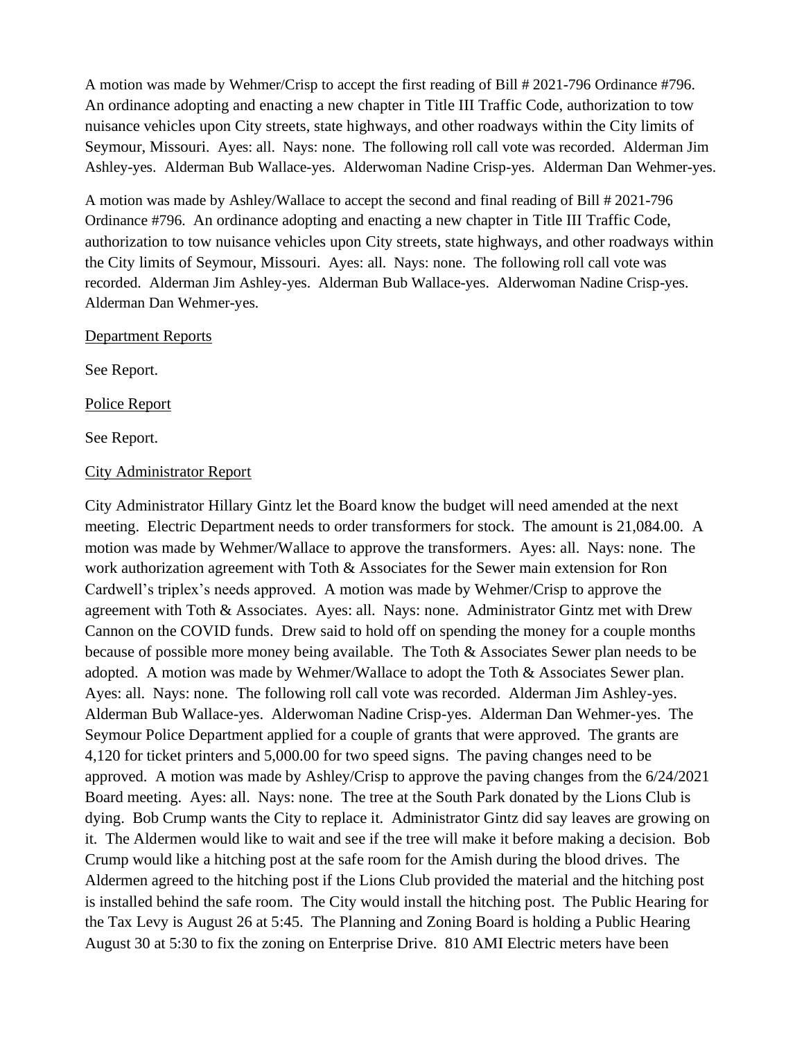A motion was made by Wehmer/Crisp to accept the first reading of Bill # 2021-796 Ordinance #796. An ordinance adopting and enacting a new chapter in Title III Traffic Code, authorization to tow nuisance vehicles upon City streets, state highways, and other roadways within the City limits of Seymour, Missouri. Ayes: all. Nays: none. The following roll call vote was recorded. Alderman Jim Ashley-yes. Alderman Bub Wallace-yes. Alderwoman Nadine Crisp-yes. Alderman Dan Wehmer-yes.

A motion was made by Ashley/Wallace to accept the second and final reading of Bill # 2021-796 Ordinance #796. An ordinance adopting and enacting a new chapter in Title III Traffic Code, authorization to tow nuisance vehicles upon City streets, state highways, and other roadways within the City limits of Seymour, Missouri. Ayes: all. Nays: none. The following roll call vote was recorded. Alderman Jim Ashley-yes. Alderman Bub Wallace-yes. Alderwoman Nadine Crisp-yes. Alderman Dan Wehmer-yes.

<u>Department Reports</u>

See Report.

<u>Police Report</u>

See Report.

<u>City Administrator Report</u>

City Administrator Hillary Gintz let the Board know the budget will need amended at the next meeting. Electric Department needs to order transformers for stock. The amount is 21,084.00. A motion was made by Wehmer/Wallace to approve the transformers. Ayes: all. Nays: none. The work authorization agreement with Toth & Associates for the Sewer main extension for Ron Cardwell's triplex's needs approved. A motion was made by Wehmer/Crisp to approve the agreement with Toth & Associates. Ayes: all. Nays: none. Administrator Gintz met with Drew Cannon on the COVID funds. Drew said to hold off on spending the money for a couple months because of possible more money being available. The Toth & Associates Sewer plan needs to be adopted. A motion was made by Wehmer/Wallace to adopt the Toth & Associates Sewer plan. Ayes: all. Nays: none. The following roll call vote was recorded. Alderman Jim Ashley-yes. Alderman Bub Wallace-yes. Alderwoman Nadine Crisp-yes. Alderman Dan Wehmer-yes. The Seymour Police Department applied for a couple of grants that were approved. The grants are 4,120 for ticket printers and 5,000.00 for two speed signs. The paving changes need to be approved. A motion was made by Ashley/Crisp to approve the paving changes from the 6/24/2021 Board meeting. Ayes: all. Nays: none. The tree at the South Park donated by the Lions Club is dying. Bob Crump wants the City to replace it. Administrator Gintz did say leaves are growing on it. The Aldermen would like to wait and see if the tree will make it before making a decision. Bob Crump would like a hitching post at the safe room for the Amish during the blood drives. The Aldermen agreed to the hitching post if the Lions Club provided the material and the hitching post is installed behind the safe room. The City would install the hitching post. The Public Hearing for the Tax Levy is August 26 at 5:45. The Planning and Zoning Board is holding a Public Hearing August 30 at 5:30 to fix the zoning on Enterprise Drive. 810 AMI Electric meters have been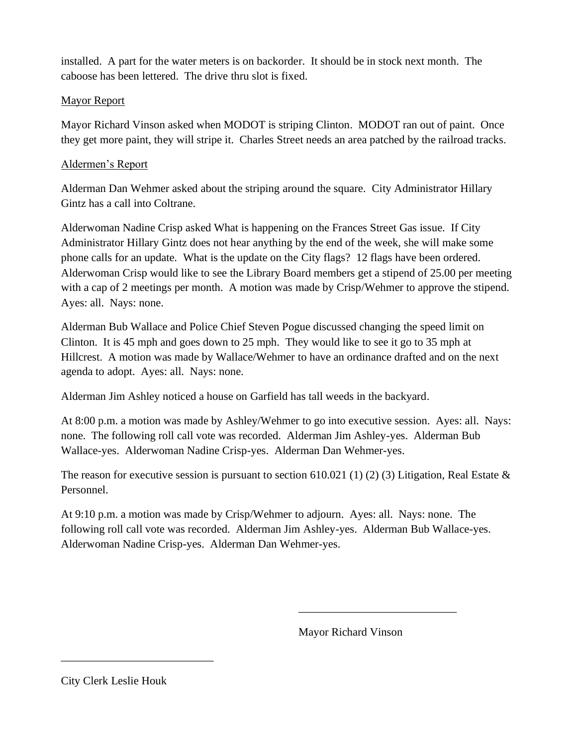installed. A part for the water meters is on backorder. It should be in stock next month. The caboose has been lettered. The drive thru slot is fixed.

Mayor Report

Mayor Richard Vinson asked when MODOT is striping Clinton. MODOT ran out of paint. Once they get more paint, they will stripe it. Charles Street needs an area patched by the railroad tracks.

Aldermen's Report

Alderman Dan Wehmer asked about the striping around the square. City Administrator Hillary Gintz has a call into Coltrane.

Alderwoman Nadine Crisp asked What is happening on the Frances Street Gas issue. If City Administrator Hillary Gintz does not hear anything by the end of the week, she will make some phone calls for an update. What is the update on the City flags? 12 flags have been ordered. Alderwoman Crisp would like to see the Library Board members get a stipend of 25.00 per meeting with a cap of 2 meetings per month. A motion was made by Crisp/Wehmer to approve the stipend. Ayes: all. Nays: none.

Alderman Bub Wallace and Police Chief Steven Pogue discussed changing the speed limit on Clinton. It is 45 mph and goes down to 25 mph. They would like to see it go to 35 mph at Hillcrest. A motion was made by Wallace/Wehmer to have an ordinance drafted and on the next agenda to adopt. Ayes: all. Nays: none.

Alderman Jim Ashley noticed a house on Garfield has tall weeds in the backyard.

At 8:00 p.m. a motion was made by Ashley/Wehmer to go into executive session. Ayes: all. Nays: none. The following roll call vote was recorded. Alderman Jim Ashley-yes. Alderman Bub Wallace-yes. Alderwoman Nadine Crisp-yes. Alderman Dan Wehmer-yes.

The reason for executive session is pursuant to section 610.021 (1) (2) (3) Litigation, Real Estate & Personnel.

At 9:10 p.m. a motion was made by Crisp/Wehmer to adjourn. Ayes: all. Nays: none. The following roll call vote was recorded. Alderman Jim Ashley-yes. Alderman Bub Wallace-yes. Alderwoman Nadine Crisp-yes. Alderman Dan Wehmer-yes.

\_\_\_\_\_\_\_\_\_\_\_\_\_\_\_\_\_\_\_\_\_\_\_\_\_\_\_\_

Mayor Richard Vinson

\_\_\_\_\_\_\_\_\_\_\_\_\_\_\_\_\_\_\_\_\_\_\_\_\_\_\_\_

City Clerk Leslie Houk